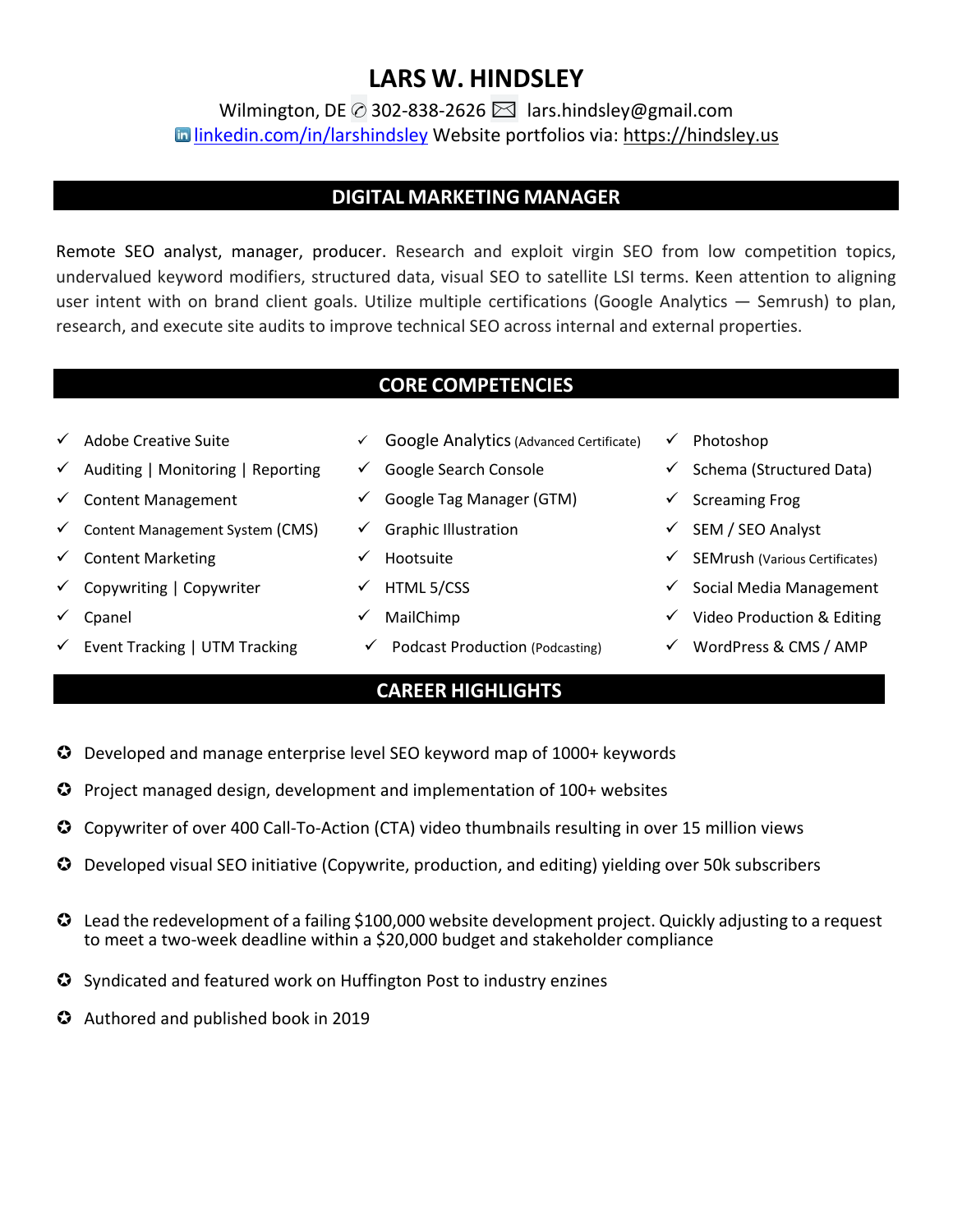# LARS W. HINDSLEY

Wilmington, DE ✆ 302-838-2626 ✉ lars.hindsley@gmail.com
linkedin.com/in/larshindsley Website portfolios via: https://hindsley.us

## DIGITAL MARKETING MANAGER

Remote SEO analyst, manager, producer. Research and exploit virgin SEO from low competition topics, undervalued keyword modifiers, structured data, visual SEO to satellite LSI terms. Keen attention to aligning user intent with on brand client goals. Utilize multiple certifications (Google Analytics — Semrush) to plan, research, and execute site audits to improve technical SEO across internal and external properties.

## CORE COMPETENCIES

- ✓ Adobe Creative Suite
- ✓ Auditing | Monitoring | Reporting
- ✓ Content Management
- ✓ Content Management System (CMS)
- ✓ Content Marketing
- ✓ Copywriting | Copywriter
- ✓ Cpanel
- ✓ Event Tracking | UTM Tracking
- ✓ Google Analytics (Advanced Certificate)
- ✓ Google Search Console
- ✓ Google Tag Manager (GTM)
- ✓ Graphic Illustration
- ✓ Hootsuite
- ✓ HTML 5/CSS
- ✓ MailChimp
- ✓ Podcast Production (Podcasting)
- ✓ Photoshop
- ✓ Schema (Structured Data)
- ✓ Screaming Frog
- ✓ SEM / SEO Analyst
- ✓ SEMrush (Various Certificates)
- ✓ Social Media Management
- ✓ Video Production & Editing
- ✓ WordPress & CMS / AMP

## CAREER HIGHLIGHTS

- ✪ Developed and manage enterprise level SEO keyword map of 1000+ keywords
- ✪ Project managed design, development and implementation of 100+ websites
- ✪ Copywriter of over 400 Call-To-Action (CTA) video thumbnails resulting in over 15 million views
- ✪ Developed visual SEO initiative (Copywrite, production, and editing) yielding over 50k subscribers
- ✪ Lead the redevelopment of a failing $100,000 website development project. Quickly adjusting to a request to meet a two-week deadline within a $20,000 budget and stakeholder compliance
- ✪ Syndicated and featured work on Huffington Post to industry enzines
- ✪ Authored and published book in 2019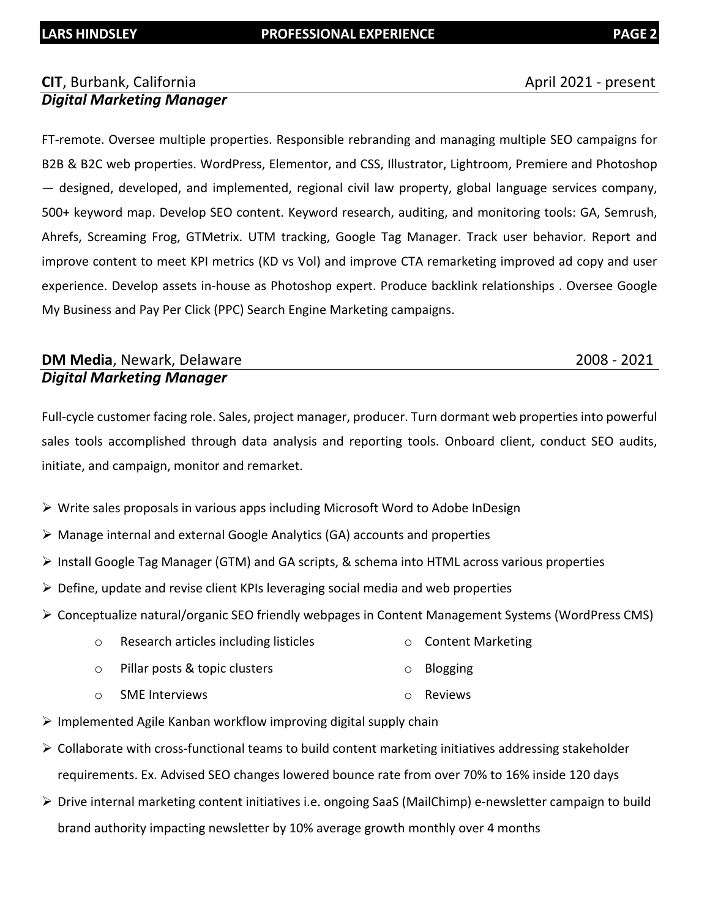**CIT**, Burbank, California April 2021 - present

***Digital Marketing Manager***

FT-remote. Oversee multiple properties. Responsible rebranding and managing multiple SEO campaigns for B2B & B2C web properties. WordPress, Elementor, and CSS, Illustrator, Lightroom, Premiere and Photoshop — designed, developed, and implemented, regional civil law property, global language services company, 500+ keyword map. Develop SEO content. Keyword research, auditing, and monitoring tools: GA, Semrush, Ahrefs, Screaming Frog, GTMetrix. UTM tracking, Google Tag Manager. Track user behavior. Report and improve content to meet KPI metrics (KD vs Vol) and improve CTA remarketing improved ad copy and user experience. Develop assets in-house as Photoshop expert. Produce backlink relationships . Oversee Google My Business and Pay Per Click (PPC) Search Engine Marketing campaigns.

**DM Media**, Newark, Delaware 2008 - 2021

***Digital Marketing Manager***

Full-cycle customer facing role. Sales, project manager, producer. Turn dormant web properties into powerful sales tools accomplished through data analysis and reporting tools. Onboard client, conduct SEO audits, initiate, and campaign, monitor and remarket.

- Write sales proposals in various apps including Microsoft Word to Adobe InDesign
- Manage internal and external Google Analytics (GA) accounts and properties
- Install Google Tag Manager (GTM) and GA scripts, & schema into HTML across various properties
- Define, update and revise client KPIs leveraging social media and web properties
- Conceptualize natural/organic SEO friendly webpages in Content Management Systems (WordPress CMS)
    - Research articles including listicles
    - Pillar posts & topic clusters
    - SME Interviews
    - Content Marketing
    - Blogging
    - Reviews
- Implemented Agile Kanban workflow improving digital supply chain
- Collaborate with cross-functional teams to build content marketing initiatives addressing stakeholder requirements. Ex. Advised SEO changes lowered bounce rate from over 70% to 16% inside 120 days
- Drive internal marketing content initiatives i.e. ongoing SaaS (MailChimp) e-newsletter campaign to build brand authority impacting newsletter by 10% average growth monthly over 4 months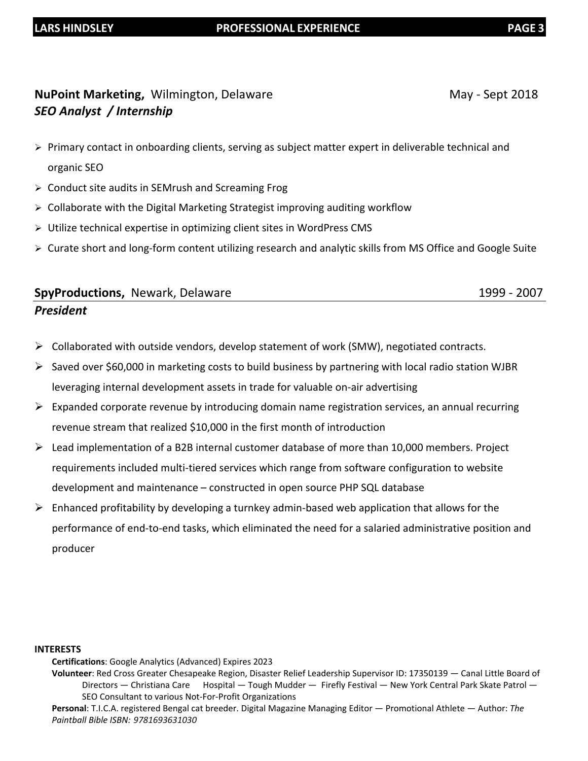**NuPoint Marketing,** Wilmington, Delaware May - Sept 2018
***SEO Analyst / Internship***

- Primary contact in onboarding clients, serving as subject matter expert in deliverable technical and organic SEO
- Conduct site audits in SEMrush and Screaming Frog
- Collaborate with the Digital Marketing Strategist improving auditing workflow
- Utilize technical expertise in optimizing client sites in WordPress CMS
- Curate short and long-form content utilizing research and analytic skills from MS Office and Google Suite

**SpyProductions,** Newark, Delaware 1999 - 2007
***President***

- Collaborated with outside vendors, develop statement of work (SMW), negotiated contracts.
- Saved over $60,000 in marketing costs to build business by partnering with local radio station WJBR leveraging internal development assets in trade for valuable on-air advertising
- Expanded corporate revenue by introducing domain name registration services, an annual recurring revenue stream that realized $10,000 in the first month of introduction
- Lead implementation of a B2B internal customer database of more than 10,000 members. Project requirements included multi-tiered services which range from software configuration to website development and maintenance – constructed in open source PHP SQL database
- Enhanced profitability by developing a turnkey admin-based web application that allows for the performance of end-to-end tasks, which eliminated the need for a salaried administrative position and producer

**INTERESTS**

**Certifications**: Google Analytics (Advanced) Expires 2023

**Volunteer**: Red Cross Greater Chesapeake Region, Disaster Relief Leadership Supervisor ID: 17350139 — Canal Little Board of Directors — Christiana Care Hospital — Tough Mudder — Firefly Festival — New York Central Park Skate Patrol — SEO Consultant to various Not-For-Profit Organizations

**Personal**: T.I.C.A. registered Bengal cat breeder. Digital Magazine Managing Editor — Promotional Athlete — Author: *The Paintball Bible ISBN: 9781693631030*